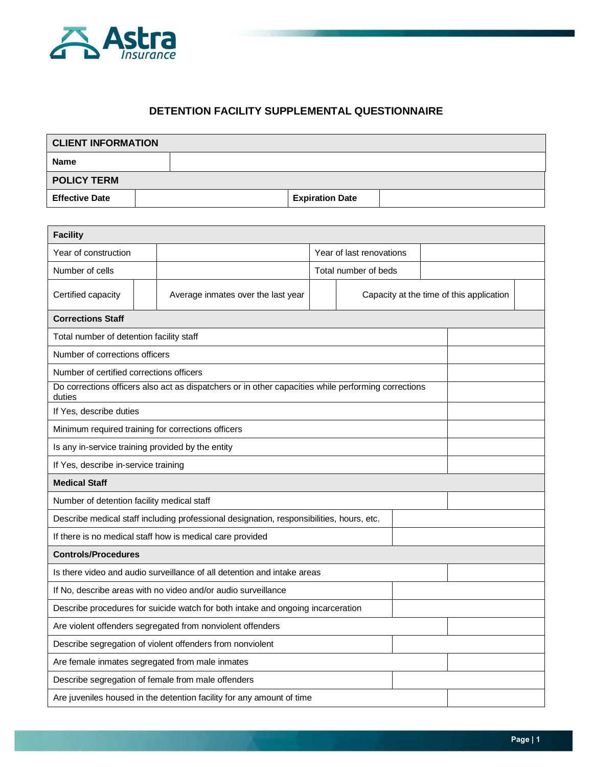# DETENTION FACILITY SUPPLEMENTAL QUESTIONNAIRE

| CLIENT INFORMATION | | | |
|---|---|---|---|
| **Name** | | | |
| **POLICY TERM** | | | |
| **Effective Date** | | **Expiration Date** | |

| Facility | | | | | |
|---|---|---|---|---|---|
| Year of construction | | Year of last renovations | | | |
| Number of cells | | Total number of beds | | | |
| Certified capacity | | Average inmates over the last year | | Capacity at the time of this application | |

| Corrections Staff | |
|---|---|
| Total number of detention facility staff | |
| Number of corrections officers | |
| Number of certified corrections officers | |
| Do corrections officers also act as dispatchers or in other capacities while performing corrections duties | |
| If Yes, describe duties | |
| Minimum required training for corrections officers | |
| Is any in-service training provided by the entity | |
| If Yes, describe in-service training | |
| **Medical Staff** | |
| Number of detention facility medical staff | |
| Describe medical staff including professional designation, responsibilities, hours, etc. | |
| If there is no medical staff how is medical care provided | |
| **Controls/Procedures** | |
| Is there video and audio surveillance of all detention and intake areas | |
| If No, describe areas with no video and/or audio surveillance | |
| Describe procedures for suicide watch for both intake and ongoing incarceration | |
| Are violent offenders segregated from nonviolent offenders | |
| Describe segregation of violent offenders from nonviolent | |
| Are female inmates segregated from male inmates | |
| Describe segregation of female from male offenders | |
| Are juveniles housed in the detention facility for any amount of time | |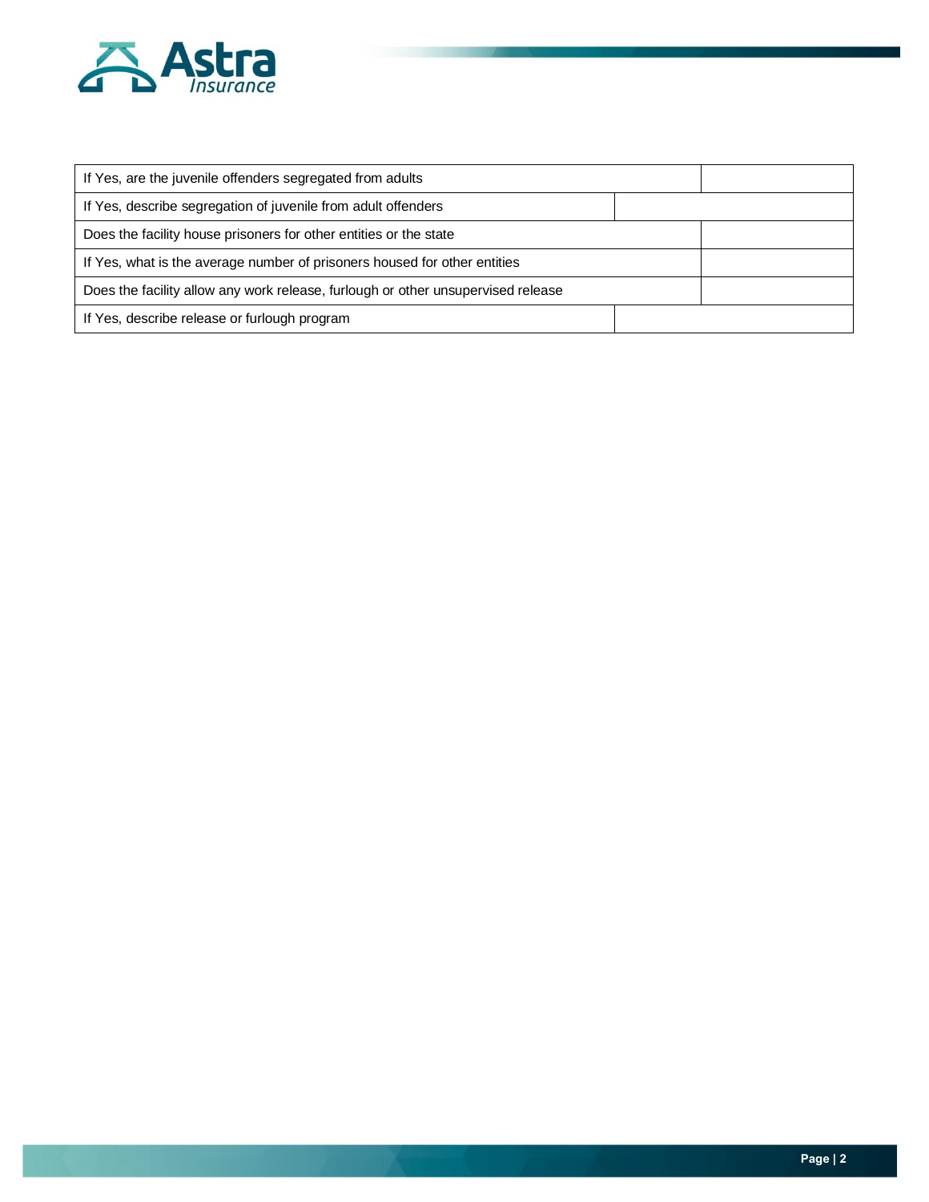| | |
|---|---|
| If Yes, are the juvenile offenders segregated from adults | |
| If Yes, describe segregation of juvenile from adult offenders | |
| Does the facility house prisoners for other entities or the state | |
| If Yes, what is the average number of prisoners housed for other entities | |
| Does the facility allow any work release, furlough or other unsupervised release | |
| If Yes, describe release or furlough program | |